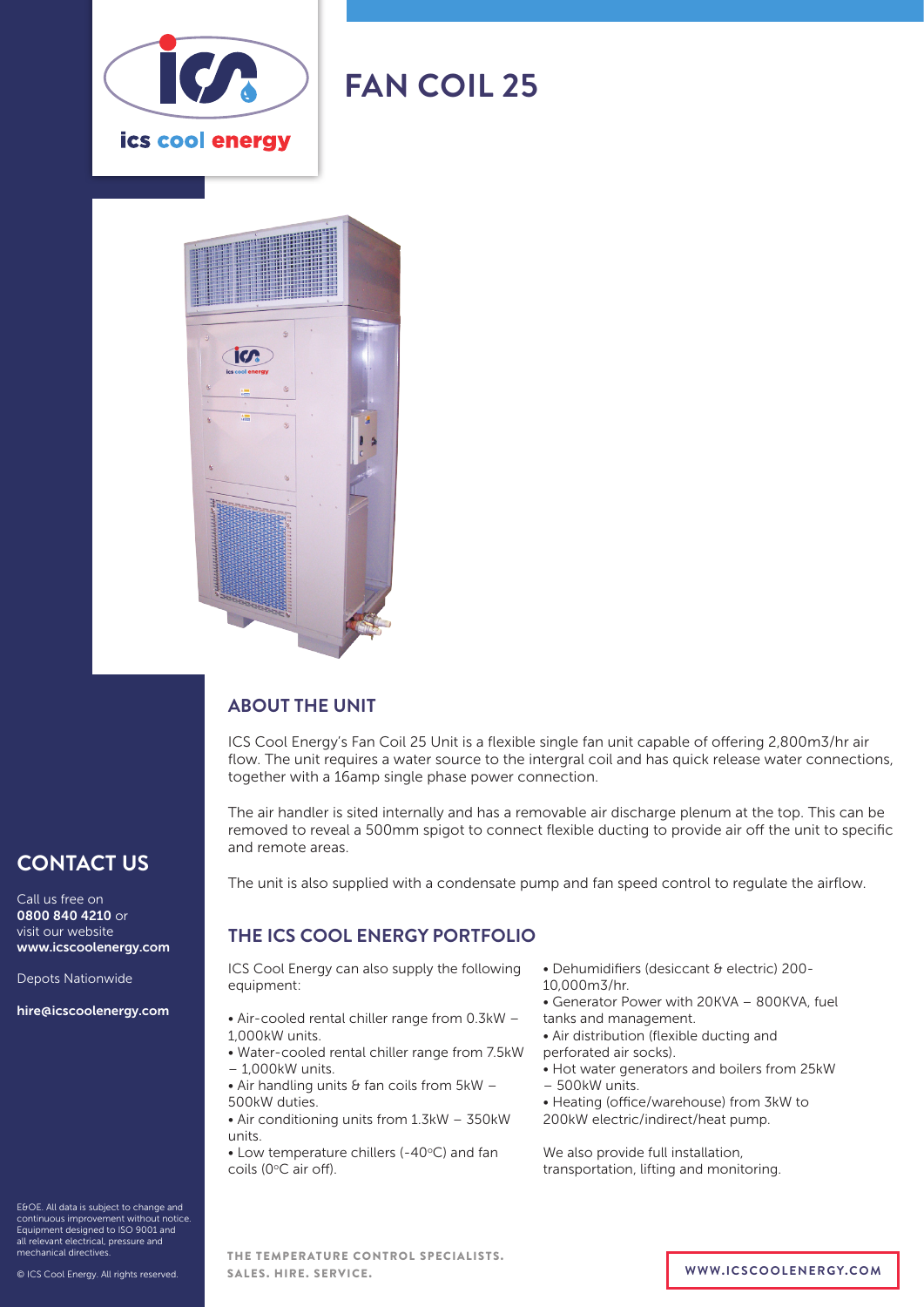# FAN COIL 25

## ABOUT THE UNIT

ICS Cool Energy's Fan Coil 25 Unit is a flexible single fan unit capable of offering 2,800m3/hr air flow. The unit requires a water source to the intergral coil and has quick release water connections, together with a 16amp single phase power connection.

The air handler is sited internally and has a removable air discharge plenum at the top. This can be removed to reveal a 500mm spigot to connect flexible ducting to provide air off the unit to specific and remote areas.

The unit is also supplied with a condensate pump and fan speed control to regulate the airflow.

## THE ICS COOL ENERGY PORTFOLIO

ICS Cool Energy can also supply the following equipment:

- Air-cooled rental chiller range from 0.3kW – 1,000kW units.
- Water-cooled rental chiller range from 7.5kW – 1,000kW units.
- Air handling units & fan coils from 5kW – 500kW duties.
- Air conditioning units from 1.3kW – 350kW units.
- Low temperature chillers (-40°C) and fan coils (0°C air off).
- Dehumidifiers (desiccant & electric) 200-10,000m3/hr.
- Generator Power with 20KVA – 800KVA, fuel tanks and management.
- Air distribution (flexible ducting and perforated air socks).
- Hot water generators and boilers from 25kW – 500kW units.
- Heating (office/warehouse) from 3kW to 200kW electric/indirect/heat pump.

We also provide full installation, transportation, lifting and monitoring.

## CONTACT US

Call us free on **0800 840 4210** or visit our website **www.icscoolenergy.com**

Depots Nationwide

**hire@icscoolenergy.com**

E&OE. All data is subject to change and continuous improvement without notice. Equipment designed to ISO 9001 and all relevant electrical, pressure and mechanical directives.

© ICS Cool Energy. All rights reserved.

THE TEMPERATURE CONTROL SPECIALISTS.
SALES. HIRE. SERVICE.

WWW.ICSCOOLENERGY.COM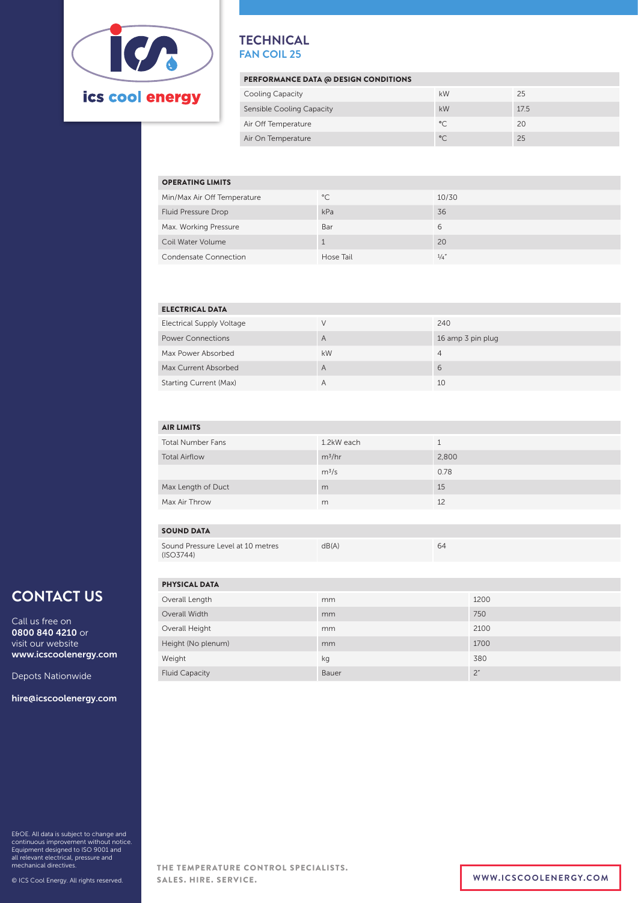ics cool energy

# TECHNICAL
## FAN COIL 25

| PERFORMANCE DATA @ DESIGN CONDITIONS | | |
|---|---|---|
| Cooling Capacity | kW | 25 |
| Sensible Cooling Capacity | kW | 17.5 |
| Air Off Temperature | °C | 20 |
| Air On Temperature | °C | 25 |

| OPERATING LIMITS | | |
|---|---|---|
| Min/Max Air Off Temperature | °C | 10/30 |
| Fluid Pressure Drop | kPa | 36 |
| Max. Working Pressure | Bar | 6 |
| Coil Water Volume | 1 | 20 |
| Condensate Connection | Hose Tail | ¼" |

| ELECTRICAL DATA | | |
|---|---|---|
| Electrical Supply Voltage | V | 240 |
| Power Connections | A | 16 amp 3 pin plug |
| Max Power Absorbed | kW | 4 |
| Max Current Absorbed | A | 6 |
| Starting Current (Max) | A | 10 |

| AIR LIMITS | | |
|---|---|---|
| Total Number Fans | 1.2kW each | 1 |
| Total Airflow | $m^3/hr$ | 2,800 |
| | $m^3/s$ | 0.78 |
| Max Length of Duct | m | 15 |
| Max Air Throw | m | 12 |

| SOUND DATA | | |
|---|---|---|
| Sound Pressure Level at 10 metres (ISO3744) | dB(A) | 64 |

| PHYSICAL DATA | | |
|---|---|---|
| Overall Length | mm | 1200 |
| Overall Width | mm | 750 |
| Overall Height | mm | 2100 |
| Height (No plenum) | mm | 1700 |
| Weight | kg | 380 |
| Fluid Capacity | Bauer | 2" |

## CONTACT US

Call us free on **0800 840 4210** or visit our website **www.icscoolenergy.com**

Depots Nationwide

**hire@icscoolenergy.com**

E&OE. All data is subject to change and continuous improvement without notice. Equipment designed to ISO 9001 and all relevant electrical, pressure and mechanical directives.

© ICS Cool Energy. All rights reserved.

THE TEMPERATURE CONTROL SPECIALISTS.
SALES. HIRE. SERVICE.

WWW.ICSCOOLENERGY.COM